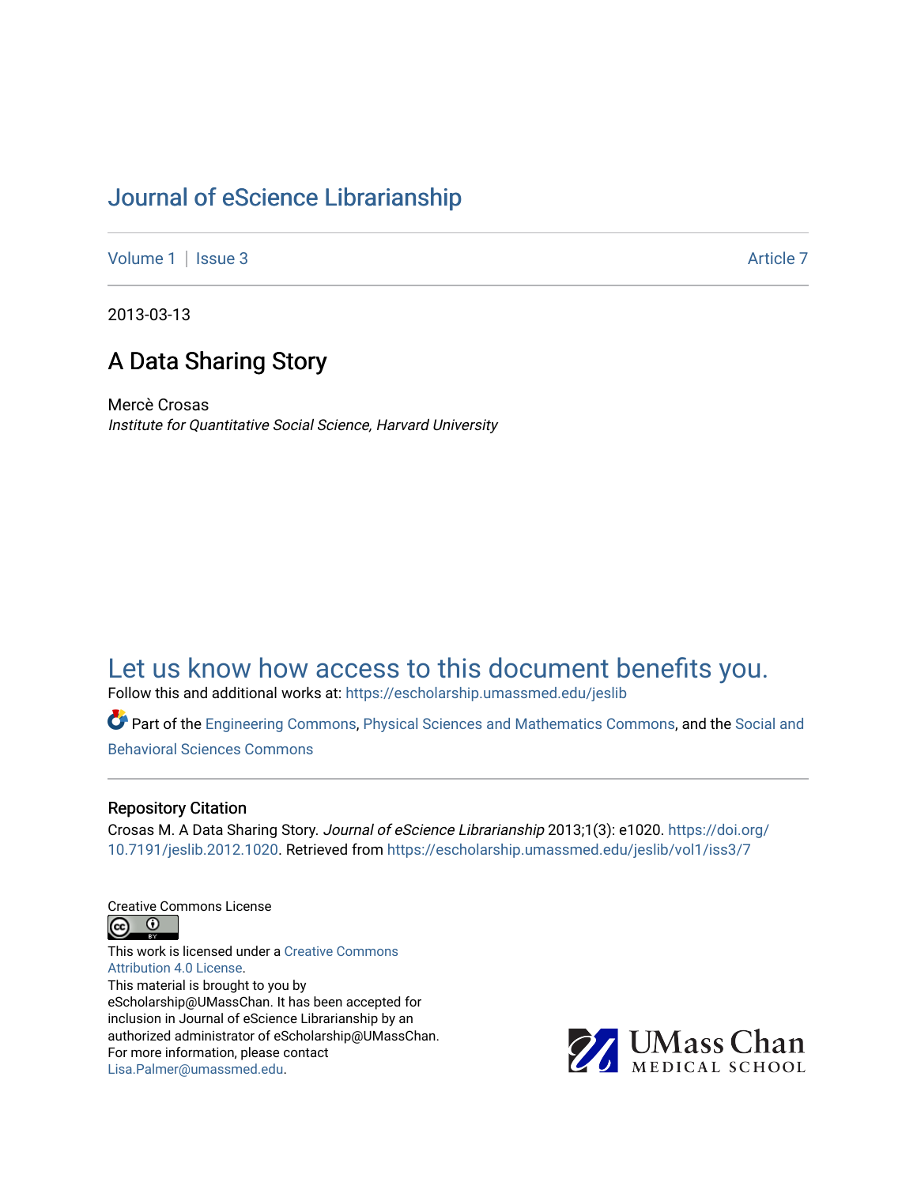# Journal of eScience Librarianship

Volume 1 | Issue 3 | Article 7

2013-03-13

## A Data Sharing Story

Mercè Crosas
*Institute for Quantitative Social Science, Harvard University*

Let us know how access to this document benefits you.

Follow this and additional works at: https://escholarship.umassmed.edu/jeslib

Part of the Engineering Commons, Physical Sciences and Mathematics Commons, and the Social and Behavioral Sciences Commons

### Repository Citation

Crosas M. A Data Sharing Story. *Journal of eScience Librarianship* 2013;1(3): e1020. https://doi.org/10.7191/jeslib.2012.1020. Retrieved from https://escholarship.umassmed.edu/jeslib/vol1/iss3/7

Creative Commons License

This work is licensed under a Creative Commons Attribution 4.0 License.
This material is brought to you by eScholarship@UMassChan. It has been accepted for inclusion in Journal of eScience Librarianship by an authorized administrator of eScholarship@UMassChan. For more information, please contact Lisa.Palmer@umassmed.edu.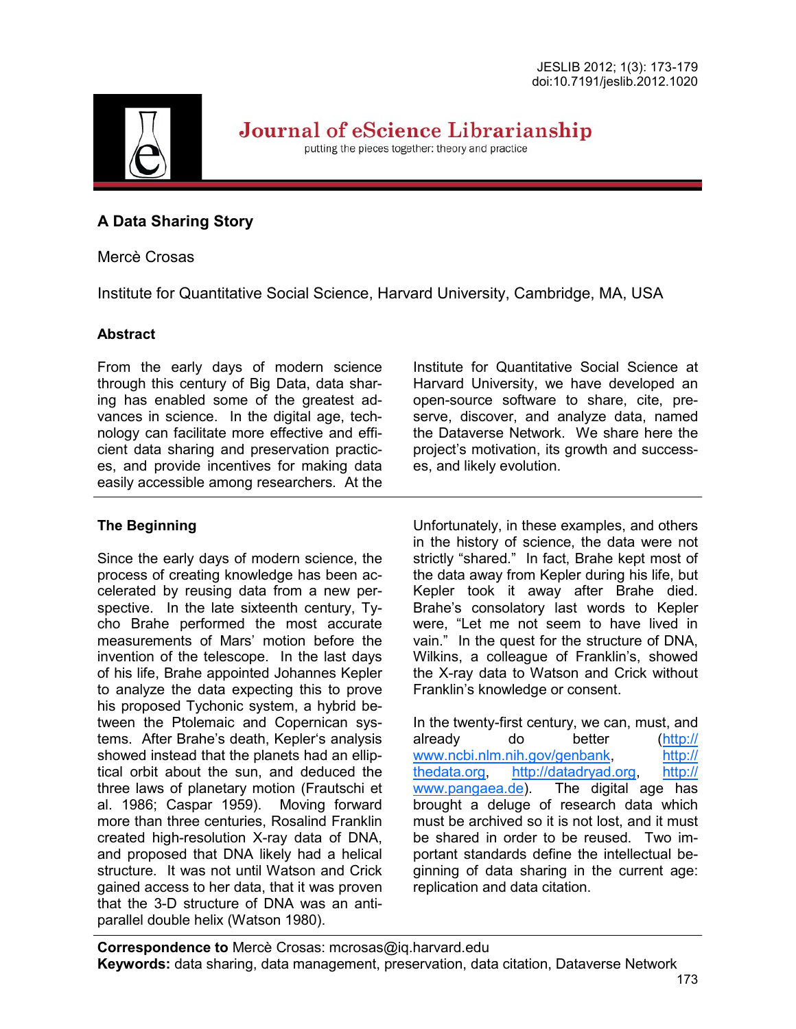# A Data Sharing Story

Mercè Crosas

Institute for Quantitative Social Science, Harvard University, Cambridge, MA, USA

## Abstract

From the early days of modern science through this century of Big Data, data sharing has enabled some of the greatest advances in science. In the digital age, technology can facilitate more effective and efficient data sharing and preservation practices, and provide incentives for making data easily accessible among researchers. At the Institute for Quantitative Social Science at Harvard University, we have developed an open-source software to share, cite, preserve, discover, and analyze data, named the Dataverse Network. We share here the project's motivation, its growth and successes, and likely evolution.

## The Beginning

Since the early days of modern science, the process of creating knowledge has been accelerated by reusing data from a new perspective. In the late sixteenth century, Tycho Brahe performed the most accurate measurements of Mars' motion before the invention of the telescope. In the last days of his life, Brahe appointed Johannes Kepler to analyze the data expecting this to prove his proposed Tychonic system, a hybrid between the Ptolemaic and Copernican systems. After Brahe's death, Kepler's analysis showed instead that the planets had an elliptical orbit about the sun, and deduced the three laws of planetary motion (Frautschi et al. 1986; Caspar 1959). Moving forward more than three centuries, Rosalind Franklin created high-resolution X-ray data of DNA, and proposed that DNA likely had a helical structure. It was not until Watson and Crick gained access to her data, that it was proven that the 3-D structure of DNA was an antiparallel double helix (Watson 1980).

Unfortunately, in these examples, and others in the history of science, the data were not strictly "shared." In fact, Brahe kept most of the data away from Kepler during his life, but Kepler took it away after Brahe died. Brahe's consolatory last words to Kepler were, "Let me not seem to have lived in vain." In the quest for the structure of DNA, Wilkins, a colleague of Franklin's, showed the X-ray data to Watson and Crick without Franklin's knowledge or consent.

In the twenty-first century, we can, must, and already do better (http://www.ncbi.nlm.nih.gov/genbank, http://thedata.org, http://datadryad.org, http://www.pangaea.de). The digital age has brought a deluge of research data which must be archived so it is not lost, and it must be shared in order to be reused. Two important standards define the intellectual beginning of data sharing in the current age: replication and data citation.

**Correspondence to** Mercè Crosas: mcrosas@iq.harvard.edu

**Keywords:** data sharing, data management, preservation, data citation, Dataverse Network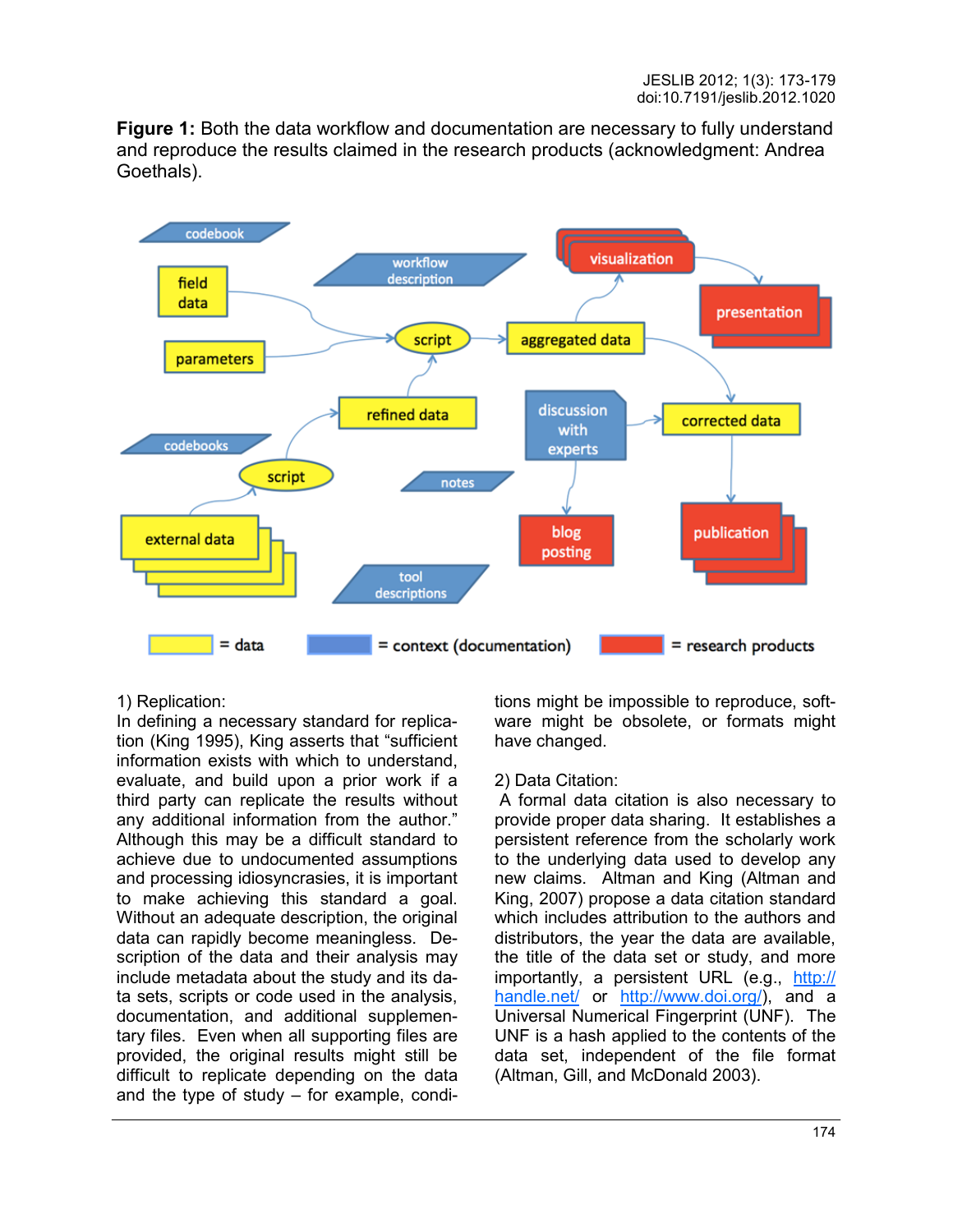**Figure 1:** Both the data workflow and documentation are necessary to fully understand and reproduce the results claimed in the research products (acknowledgment: Andrea Goethals).

1) Replication:
In defining a necessary standard for replication (King 1995), King asserts that "sufficient information exists with which to understand, evaluate, and build upon a prior work if a third party can replicate the results without any additional information from the author." Although this may be a difficult standard to achieve due to undocumented assumptions and processing idiosyncrasies, it is important to make achieving this standard a goal. Without an adequate description, the original data can rapidly become meaningless. Description of the data and their analysis may include metadata about the study and its data sets, scripts or code used in the analysis, documentation, and additional supplementary files. Even when all supporting files are provided, the original results might still be difficult to replicate depending on the data and the type of study – for example, conditions might be impossible to reproduce, software might be obsolete, or formats might have changed.

2) Data Citation:
A formal data citation is also necessary to provide proper data sharing. It establishes a persistent reference from the scholarly work to the underlying data used to develop any new claims. Altman and King (Altman and King, 2007) propose a data citation standard which includes attribution to the authors and distributors, the year the data are available, the title of the data set or study, and more importantly, a persistent URL (e.g., [http://handle.net/](http://handle.net/) or [http://www.doi.org/](http://www.doi.org/)), and a Universal Numerical Fingerprint (UNF). The UNF is a hash applied to the contents of the data set, independent of the file format (Altman, Gill, and McDonald 2003).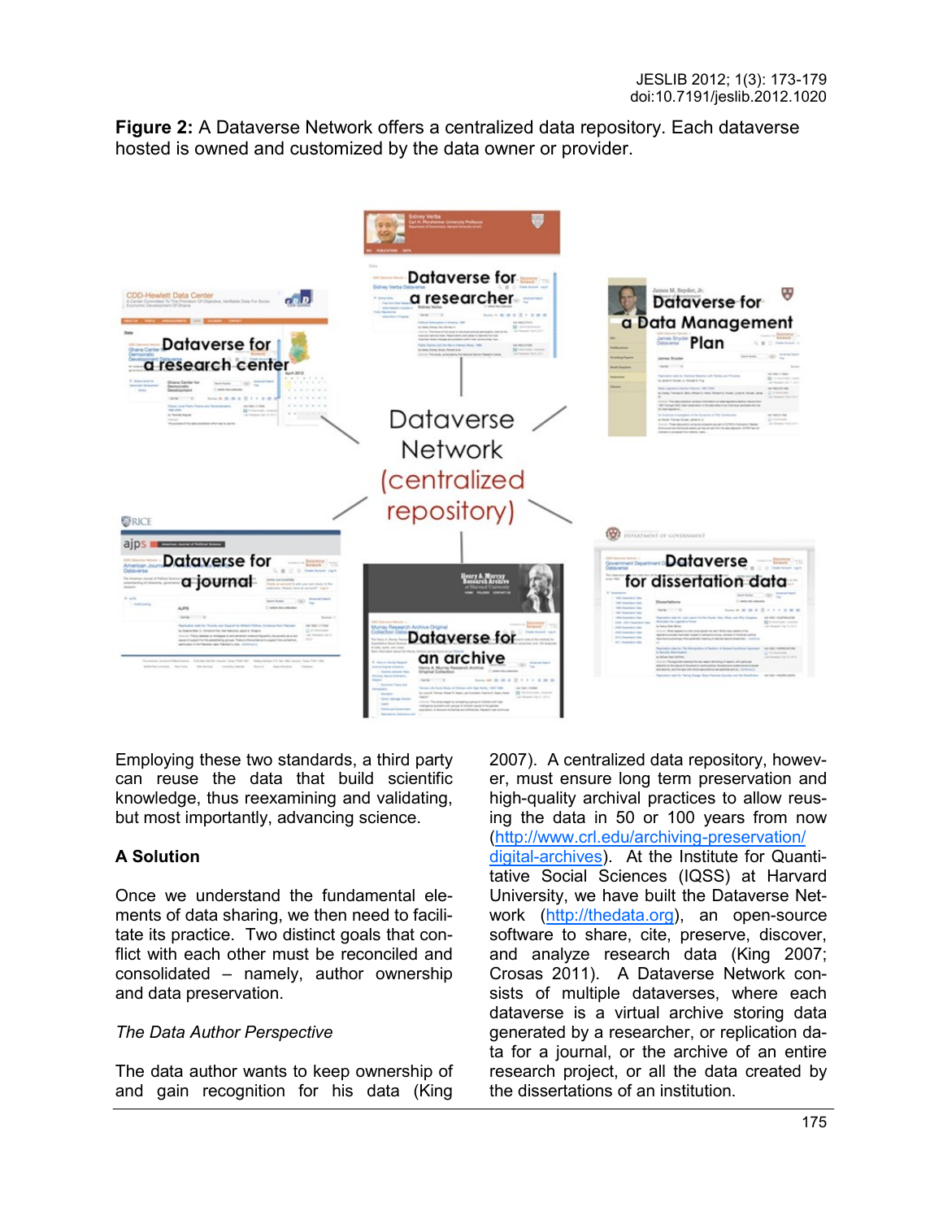**Figure 2:** A Dataverse Network offers a centralized data repository. Each dataverse hosted is owned and customized by the data owner or provider.

Employing these two standards, a third party can reuse the data that build scientific knowledge, thus reexamining and validating, but most importantly, advancing science.

**A Solution**

Once we understand the fundamental elements of data sharing, we then need to facilitate its practice. Two distinct goals that conflict with each other must be reconciled and consolidated – namely, author ownership and data preservation.

*The Data Author Perspective*

The data author wants to keep ownership of and gain recognition for his data (King 2007). A centralized data repository, however, must ensure long term preservation and high-quality archival practices to allow reusing the data in 50 or 100 years from now (http://www.crl.edu/archiving-preservation/digital-archives). At the Institute for Quantitative Social Sciences (IQSS) at Harvard University, we have built the Dataverse Network (http://thedata.org), an open-source software to share, cite, preserve, discover, and analyze research data (King 2007; Crosas 2011). A Dataverse Network consists of multiple dataverses, where each dataverse is a virtual archive storing data generated by a researcher, or replication data for a journal, or the archive of an entire research project, or all the data created by the dissertations of an institution.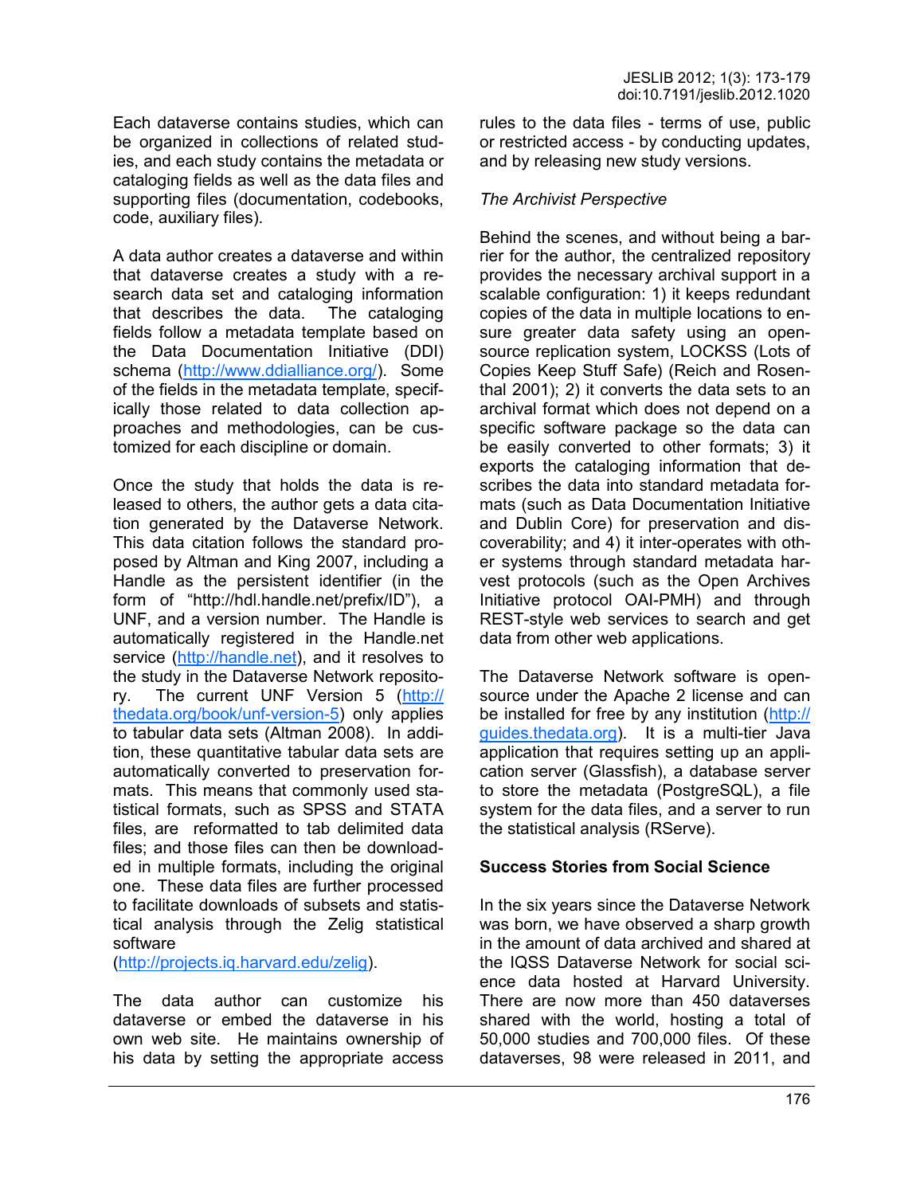Each dataverse contains studies, which can be organized in collections of related studies, and each study contains the metadata or cataloging fields as well as the data files and supporting files (documentation, codebooks, code, auxiliary files).

A data author creates a dataverse and within that dataverse creates a study with a research data set and cataloging information that describes the data. The cataloging fields follow a metadata template based on the Data Documentation Initiative (DDI) schema (http://www.ddialliance.org/). Some of the fields in the metadata template, specifically those related to data collection approaches and methodologies, can be customized for each discipline or domain.

Once the study that holds the data is released to others, the author gets a data citation generated by the Dataverse Network. This data citation follows the standard proposed by Altman and King 2007, including a Handle as the persistent identifier (in the form of "http://hdl.handle.net/prefix/ID"), a UNF, and a version number. The Handle is automatically registered in the Handle.net service (http://handle.net), and it resolves to the study in the Dataverse Network repository. The current UNF Version 5 (http://thedata.org/book/unf-version-5) only applies to tabular data sets (Altman 2008). In addition, these quantitative tabular data sets are automatically converted to preservation formats. This means that commonly used statistical formats, such as SPSS and STATA files, are reformatted to tab delimited data files; and those files can then be downloaded in multiple formats, including the original one. These data files are further processed to facilitate downloads of subsets and statistical analysis through the Zelig statistical software (http://projects.iq.harvard.edu/zelig).

The data author can customize his dataverse or embed the dataverse in his own web site. He maintains ownership of his data by setting the appropriate access rules to the data files - terms of use, public or restricted access - by conducting updates, and by releasing new study versions.

*The Archivist Perspective*

Behind the scenes, and without being a barrier for the author, the centralized repository provides the necessary archival support in a scalable configuration: 1) it keeps redundant copies of the data in multiple locations to ensure greater data safety using an open-source replication system, LOCKSS (Lots of Copies Keep Stuff Safe) (Reich and Rosenthal 2001); 2) it converts the data sets to an archival format which does not depend on a specific software package so the data can be easily converted to other formats; 3) it exports the cataloging information that describes the data into standard metadata formats (such as Data Documentation Initiative and Dublin Core) for preservation and discoverability; and 4) it inter-operates with other systems through standard metadata harvest protocols (such as the Open Archives Initiative protocol OAI-PMH) and through REST-style web services to search and get data from other web applications.

The Dataverse Network software is open-source under the Apache 2 license and can be installed for free by any institution (http://guides.thedata.org). It is a multi-tier Java application that requires setting up an application server (Glassfish), a database server to store the metadata (PostgreSQL), a file system for the data files, and a server to run the statistical analysis (RServe).

**Success Stories from Social Science**

In the six years since the Dataverse Network was born, we have observed a sharp growth in the amount of data archived and shared at the IQSS Dataverse Network for social science data hosted at Harvard University. There are now more than 450 dataverses shared with the world, hosting a total of 50,000 studies and 700,000 files. Of these dataverses, 98 were released in 2011, and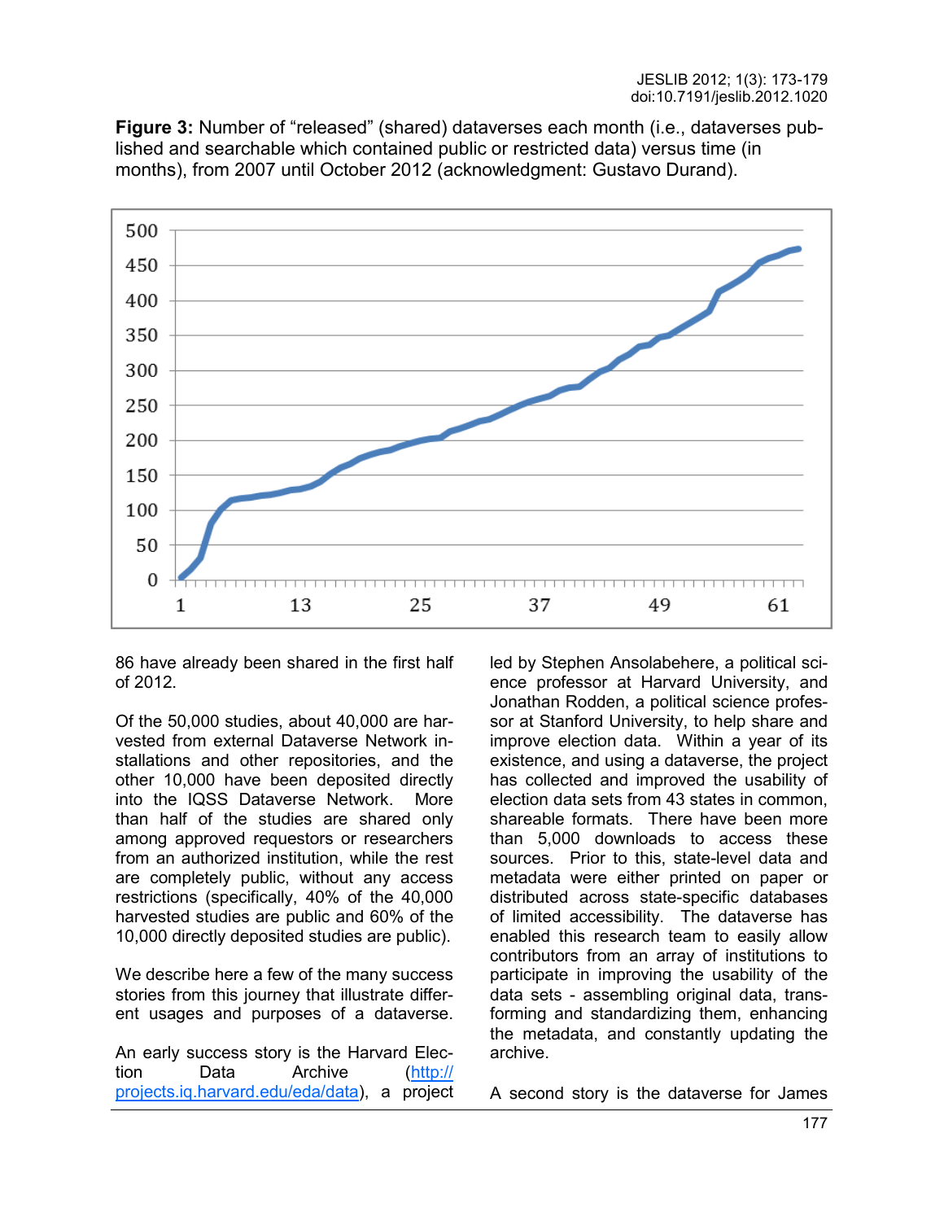**Figure 3:** Number of "released" (shared) dataverses each month (i.e., dataverses published and searchable which contained public or restricted data) versus time (in months), from 2007 until October 2012 (acknowledgment: Gustavo Durand).

86 have already been shared in the first half of 2012.

Of the 50,000 studies, about 40,000 are harvested from external Dataverse Network installations and other repositories, and the other 10,000 have been deposited directly into the IQSS Dataverse Network. More than half of the studies are shared only among approved requestors or researchers from an authorized institution, while the rest are completely public, without any access restrictions (specifically, 40% of the 40,000 harvested studies are public and 60% of the 10,000 directly deposited studies are public).

We describe here a few of the many success stories from this journey that illustrate different usages and purposes of a dataverse.

An early success story is the Harvard Election Data Archive (http://projects.iq.harvard.edu/eda/data), a project led by Stephen Ansolabehere, a political science professor at Harvard University, and Jonathan Rodden, a political science professor at Stanford University, to help share and improve election data. Within a year of its existence, and using a dataverse, the project has collected and improved the usability of election data sets from 43 states in common, shareable formats. There have been more than 5,000 downloads to access these sources. Prior to this, state-level data and metadata were either printed on paper or distributed across state-specific databases of limited accessibility. The dataverse has enabled this research team to easily allow contributors from an array of institutions to participate in improving the usability of the data sets - assembling original data, transforming and standardizing them, enhancing the metadata, and constantly updating the archive.

A second story is the dataverse for James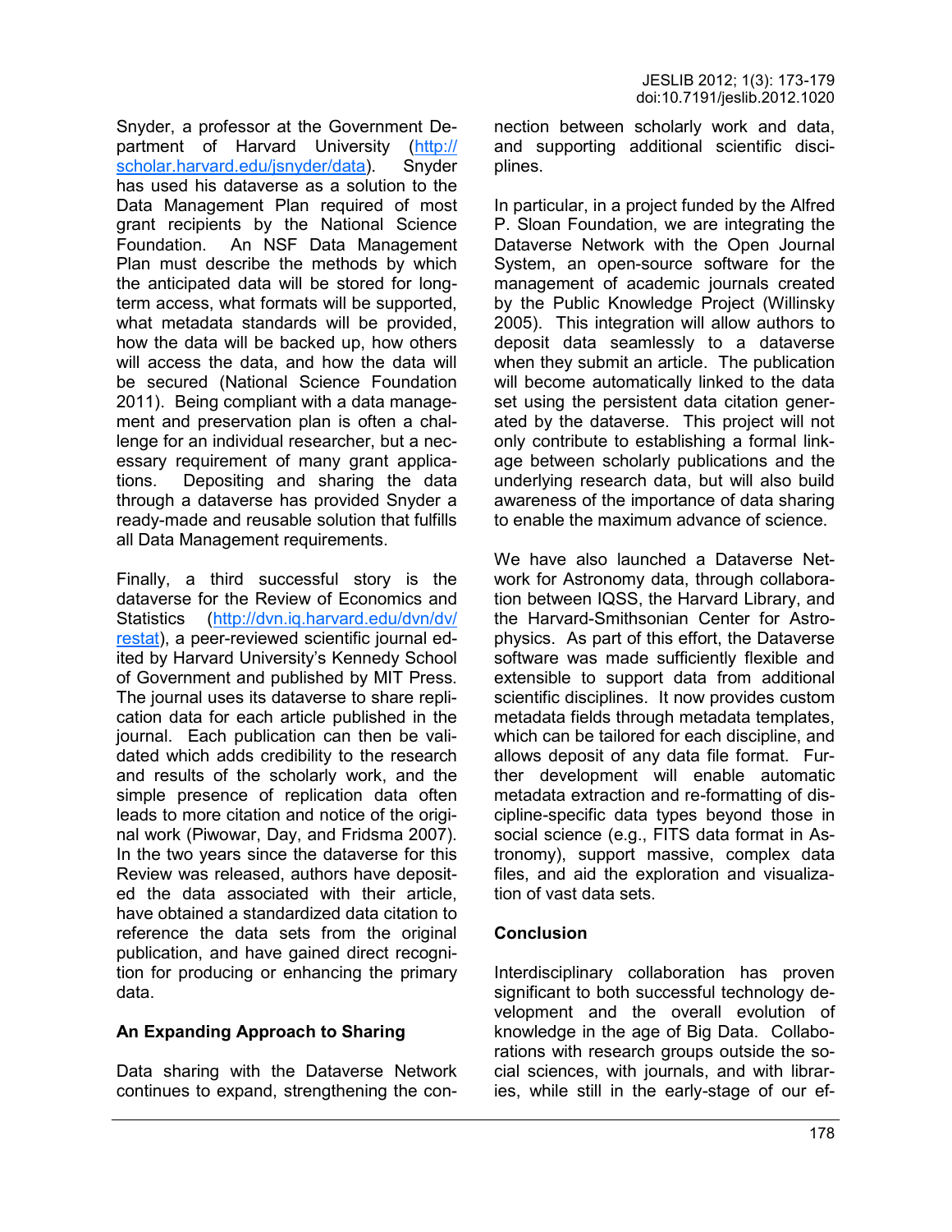Snyder, a professor at the Government Department of Harvard University (http://scholar.harvard.edu/jsnyder/data). Snyder has used his dataverse as a solution to the Data Management Plan required of most grant recipients by the National Science Foundation. An NSF Data Management Plan must describe the methods by which the anticipated data will be stored for long-term access, what formats will be supported, what metadata standards will be provided, how the data will be backed up, how others will access the data, and how the data will be secured (National Science Foundation 2011). Being compliant with a data management and preservation plan is often a challenge for an individual researcher, but a necessary requirement of many grant applications. Depositing and sharing the data through a dataverse has provided Snyder a ready-made and reusable solution that fulfills all Data Management requirements.

Finally, a third successful story is the dataverse for the Review of Economics and Statistics (http://dvn.iq.harvard.edu/dvn/dv/restat), a peer-reviewed scientific journal edited by Harvard University's Kennedy School of Government and published by MIT Press. The journal uses its dataverse to share replication data for each article published in the journal. Each publication can then be validated which adds credibility to the research and results of the scholarly work, and the simple presence of replication data often leads to more citation and notice of the original work (Piwowar, Day, and Fridsma 2007). In the two years since the dataverse for this Review was released, authors have deposited the data associated with their article, have obtained a standardized data citation to reference the data sets from the original publication, and have gained direct recognition for producing or enhancing the primary data.

## An Expanding Approach to Sharing

Data sharing with the Dataverse Network continues to expand, strengthening the connection between scholarly work and data, and supporting additional scientific disciplines.

In particular, in a project funded by the Alfred P. Sloan Foundation, we are integrating the Dataverse Network with the Open Journal System, an open-source software for the management of academic journals created by the Public Knowledge Project (Willinsky 2005). This integration will allow authors to deposit data seamlessly to a dataverse when they submit an article. The publication will become automatically linked to the data set using the persistent data citation generated by the dataverse. This project will not only contribute to establishing a formal linkage between scholarly publications and the underlying research data, but will also build awareness of the importance of data sharing to enable the maximum advance of science.

We have also launched a Dataverse Network for Astronomy data, through collaboration between IQSS, the Harvard Library, and the Harvard-Smithsonian Center for Astrophysics. As part of this effort, the Dataverse software was made sufficiently flexible and extensible to support data from additional scientific disciplines. It now provides custom metadata fields through metadata templates, which can be tailored for each discipline, and allows deposit of any data file format. Further development will enable automatic metadata extraction and re-formatting of discipline-specific data types beyond those in social science (e.g., FITS data format in Astronomy), support massive, complex data files, and aid the exploration and visualization of vast data sets.

## Conclusion

Interdisciplinary collaboration has proven significant to both successful technology development and the overall evolution of knowledge in the age of Big Data. Collaborations with research groups outside the social sciences, with journals, and with libraries, while still in the early-stage of our ef-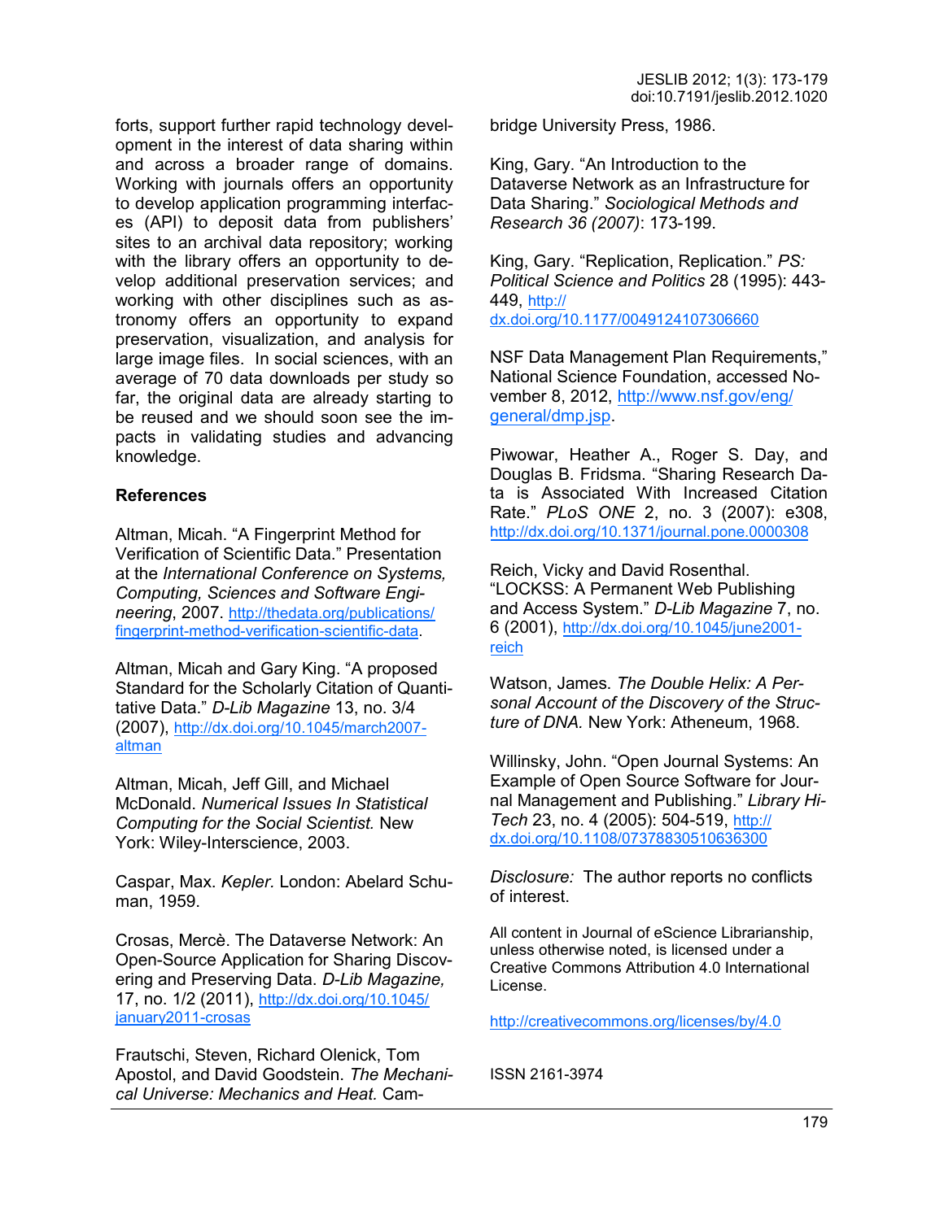forts, support further rapid technology development in the interest of data sharing within and across a broader range of domains. Working with journals offers an opportunity to develop application programming interfaces (API) to deposit data from publishers' sites to an archival data repository; working with the library offers an opportunity to develop additional preservation services; and working with other disciplines such as astronomy offers an opportunity to expand preservation, visualization, and analysis for large image files. In social sciences, with an average of 70 data downloads per study so far, the original data are already starting to be reused and we should soon see the impacts in validating studies and advancing knowledge.

## References

Altman, Micah. "A Fingerprint Method for Verification of Scientific Data." Presentation at the *International Conference on Systems, Computing, Sciences and Software Engineering*, 2007. http://thedata.org/publications/fingerprint-method-verification-scientific-data.

Altman, Micah and Gary King. "A proposed Standard for the Scholarly Citation of Quantitative Data." *D-Lib Magazine* 13, no. 3/4 (2007), http://dx.doi.org/10.1045/march2007-altman

Altman, Micah, Jeff Gill, and Michael McDonald. *Numerical Issues In Statistical Computing for the Social Scientist.* New York: Wiley-Interscience, 2003.

Caspar, Max. *Kepler.* London: Abelard Schuman, 1959.

Crosas, Mercè. The Dataverse Network: An Open-Source Application for Sharing Discovering and Preserving Data. *D-Lib Magazine,* 17, no. 1/2 (2011), http://dx.doi.org/10.1045/january2011-crosas

Frautschi, Steven, Richard Olenick, Tom Apostol, and David Goodstein. *The Mechanical Universe: Mechanics and Heat.* Cambridge University Press, 1986.

King, Gary. "An Introduction to the Dataverse Network as an Infrastructure for Data Sharing." *Sociological Methods and Research 36 (2007)*: 173-199.

King, Gary. "Replication, Replication." *PS: Political Science and Politics* 28 (1995): 443-449, http://dx.doi.org/10.1177/0049124107306660

NSF Data Management Plan Requirements," National Science Foundation, accessed November 8, 2012, http://www.nsf.gov/eng/general/dmp.jsp.

Piwowar, Heather A., Roger S. Day, and Douglas B. Fridsma. "Sharing Research Data is Associated With Increased Citation Rate." *PLoS ONE* 2, no. 3 (2007): e308, http://dx.doi.org/10.1371/journal.pone.0000308

Reich, Vicky and David Rosenthal. "LOCKSS: A Permanent Web Publishing and Access System." *D-Lib Magazine* 7, no. 6 (2001), http://dx.doi.org/10.1045/june2001-reich

Watson, James. *The Double Helix: A Personal Account of the Discovery of the Structure of DNA.* New York: Atheneum, 1968.

Willinsky, John. "Open Journal Systems: An Example of Open Source Software for Journal Management and Publishing." *Library Hi-Tech* 23, no. 4 (2005): 504-519, http://dx.doi.org/10.1108/07378830510636300

*Disclosure:* The author reports no conflicts of interest.

All content in Journal of eScience Librarianship, unless otherwise noted, is licensed under a Creative Commons Attribution 4.0 International License.

http://creativecommons.org/licenses/by/4.0

ISSN 2161-3974